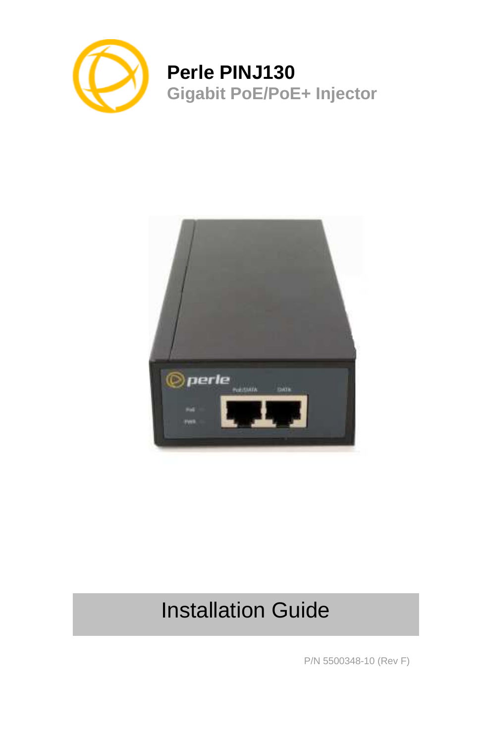# Perle PINJ130

## Gigabit PoE/PoE+ Injector

# Installation Guide

P/N 5500348-10 (Rev F)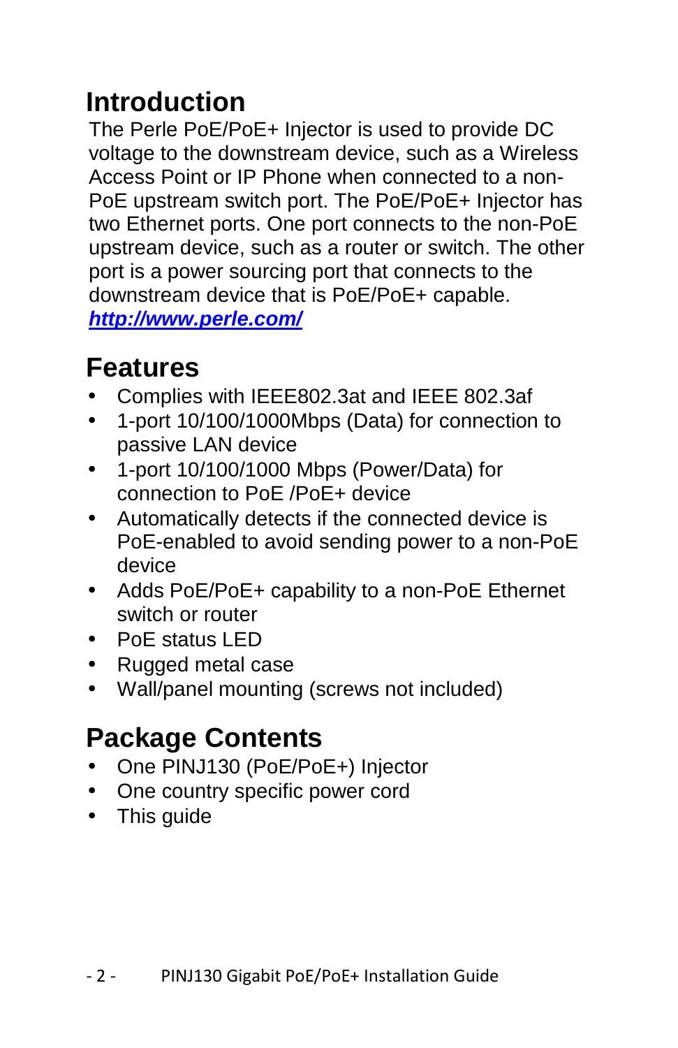## Introduction

The Perle PoE/PoE+ Injector is used to provide DC voltage to the downstream device, such as a Wireless Access Point or IP Phone when connected to a non-PoE upstream switch port. The PoE/PoE+ Injector has two Ethernet ports. One port connects to the non-PoE upstream device, such as a router or switch. The other port is a power sourcing port that connects to the downstream device that is PoE/PoE+ capable.
***http://www.perle.com/***

## Features

- Complies with IEEE802.3at and IEEE 802.3af
- 1-port 10/100/1000Mbps (Data) for connection to passive LAN device
- 1-port 10/100/1000 Mbps (Power/Data) for connection to PoE /PoE+ device
- Automatically detects if the connected device is PoE-enabled to avoid sending power to a non-PoE device
- Adds PoE/PoE+ capability to a non-PoE Ethernet switch or router
- PoE status LED
- Rugged metal case
- Wall/panel mounting (screws not included)

## Package Contents

- One PINJ130 (PoE/PoE+) Injector
- One country specific power cord
- This guide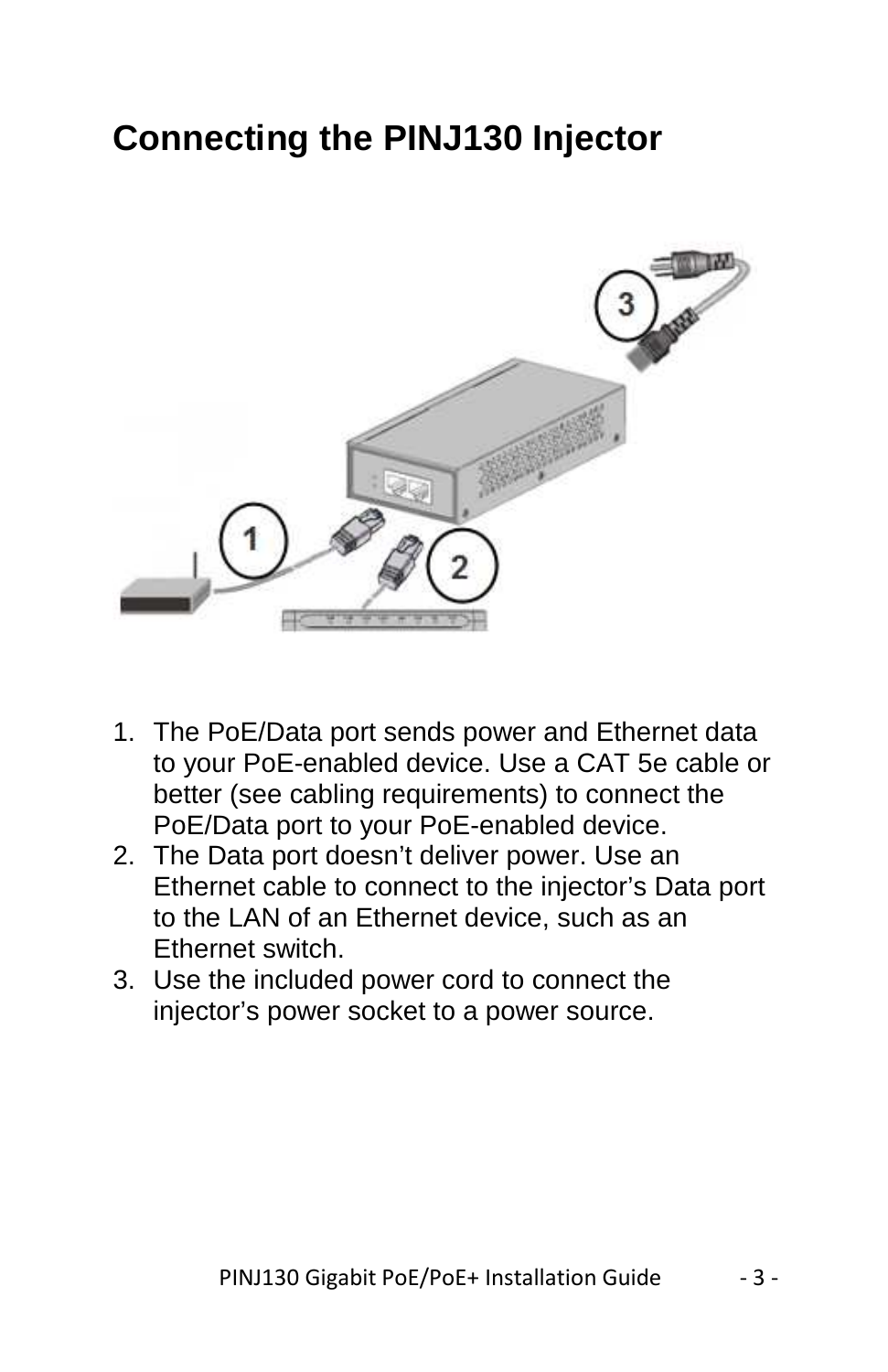# Connecting the PINJ130 Injector

1. The PoE/Data port sends power and Ethernet data to your PoE-enabled device. Use a CAT 5e cable or better (see cabling requirements) to connect the PoE/Data port to your PoE-enabled device.
2. The Data port doesn't deliver power. Use an Ethernet cable to connect to the injector's Data port to the LAN of an Ethernet device, such as an Ethernet switch.
3. Use the included power cord to connect the injector's power socket to a power source.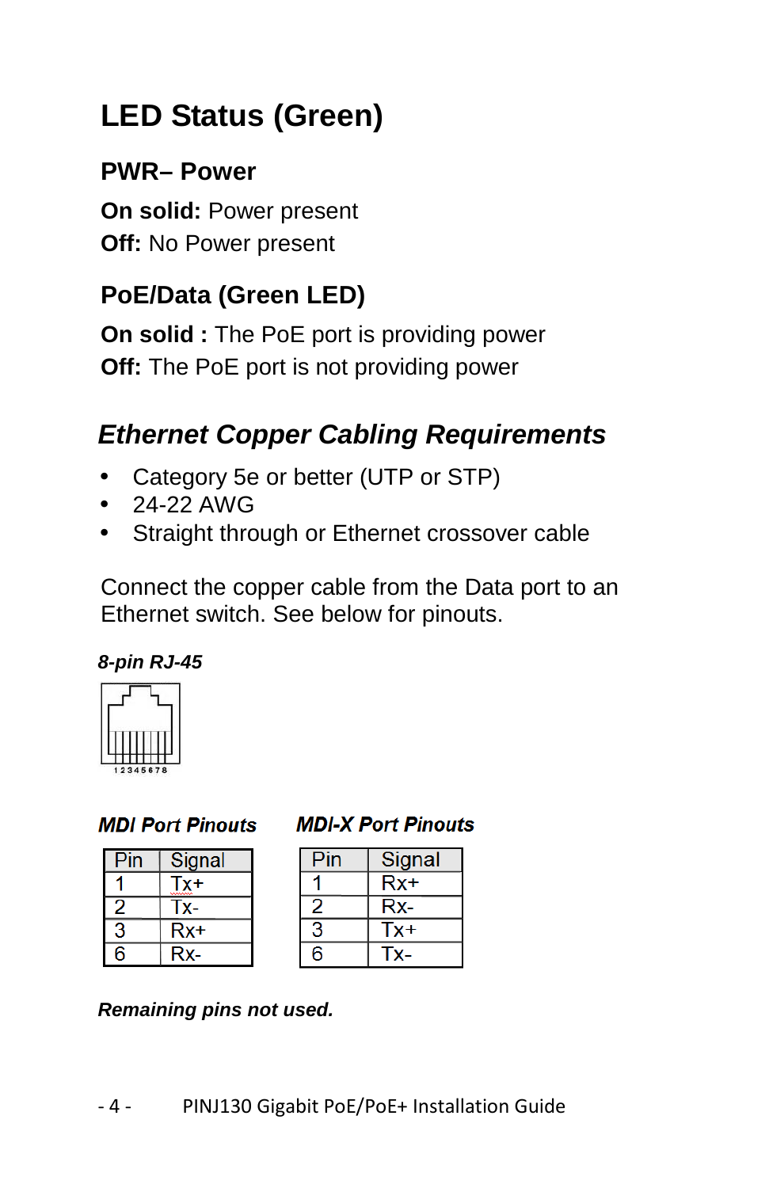# LED Status (Green)

## PWR– Power

**On solid:** Power present
**Off:** No Power present

## PoE/Data (Green LED)

**On solid :** The PoE port is providing power
**Off:** The PoE port is not providing power

## *Ethernet Copper Cabling Requirements*

- Category 5e or better (UTP or STP)
- 24-22 AWG
- Straight through or Ethernet crossover cable

Connect the copper cable from the Data port to an Ethernet switch. See below for pinouts.

***8-pin RJ-45***

1 2 3 4 5 6 7 8

***MDI Port Pinouts***

| Pin | Signal |
|---|---|
| 1 | Tx+ |
| 2 | Tx- |
| 3 | Rx+ |
| 6 | Rx- |

***MDI-X Port Pinouts***

| Pin | Signal |
|---|---|
| 1 | Rx+ |
| 2 | Rx- |
| 3 | Tx+ |
| 6 | Tx- |

***Remaining pins not used.***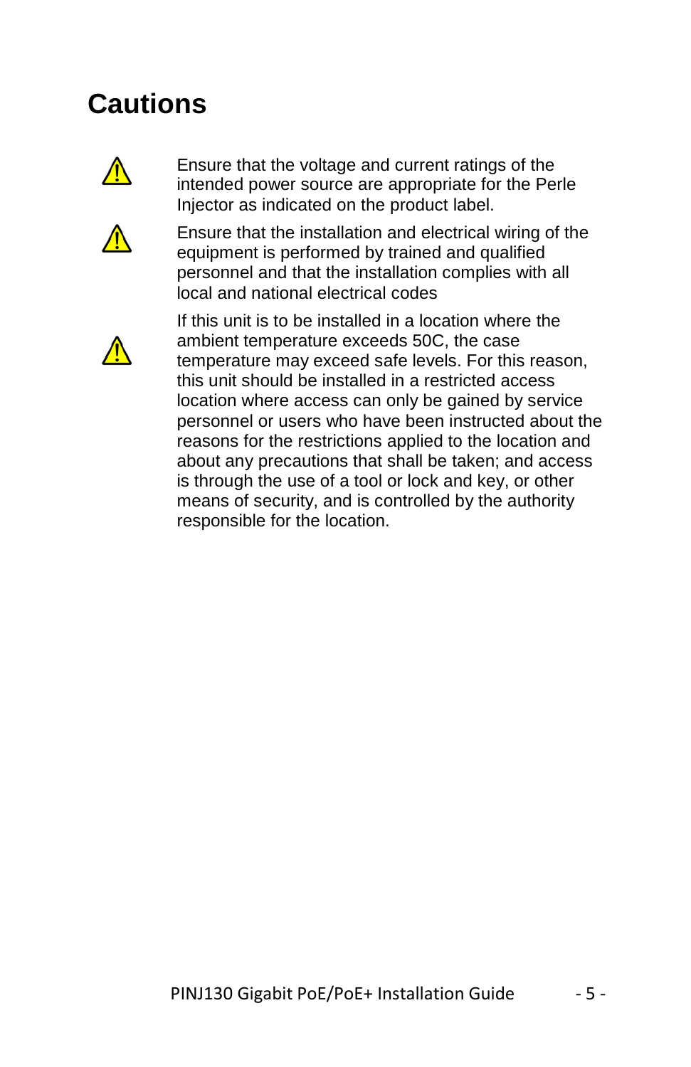# Cautions

⚠ Ensure that the voltage and current ratings of the intended power source are appropriate for the Perle Injector as indicated on the product label.

⚠ Ensure that the installation and electrical wiring of the equipment is performed by trained and qualified personnel and that the installation complies with all local and national electrical codes

⚠ If this unit is to be installed in a location where the ambient temperature exceeds 50C, the case temperature may exceed safe levels. For this reason, this unit should be installed in a restricted access location where access can only be gained by service personnel or users who have been instructed about the reasons for the restrictions applied to the location and about any precautions that shall be taken; and access is through the use of a tool or lock and key, or other means of security, and is controlled by the authority responsible for the location.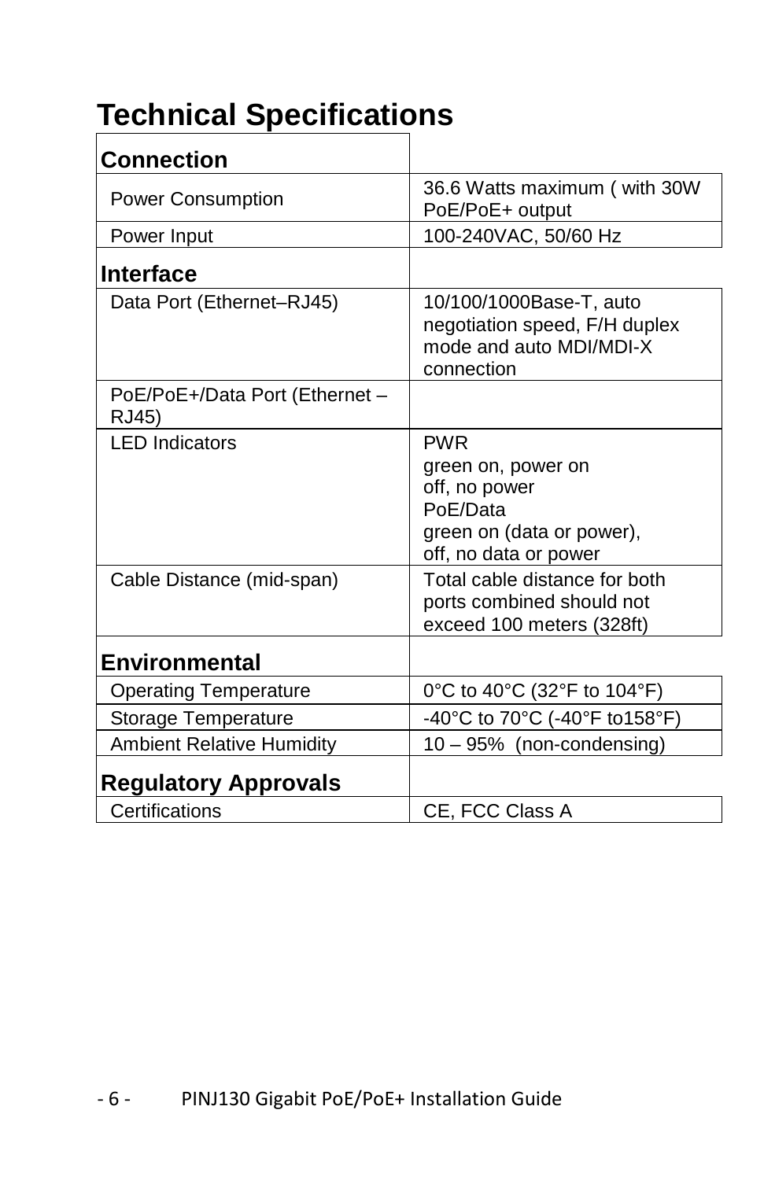# Technical Specifications

| **Connection** | |
|---|---|
| Power Consumption | 36.6 Watts maximum ( with 30W PoE/PoE+ output |
| Power Input | 100-240VAC, 50/60 Hz |
| **Interface** | |
| Data Port (Ethernet–RJ45) | 10/100/1000Base-T, auto negotiation speed, F/H duplex mode and auto MDI/MDI-X connection |
| PoE/PoE+/Data Port (Ethernet – RJ45) | |
| LED Indicators | PWR<br>green on, power on<br>off, no power<br>PoE/Data<br>green on (data or power),<br>off, no data or power |
| Cable Distance (mid-span) | Total cable distance for both ports combined should not exceed 100 meters (328ft) |
| **Environmental** | |
| Operating Temperature | 0°C to 40°C (32°F to 104°F) |
| Storage Temperature | -40°C to 70°C (-40°F to158°F) |
| Ambient Relative Humidity | 10 – 95% (non-condensing) |
| **Regulatory Approvals** | |
| Certifications | CE, FCC Class A |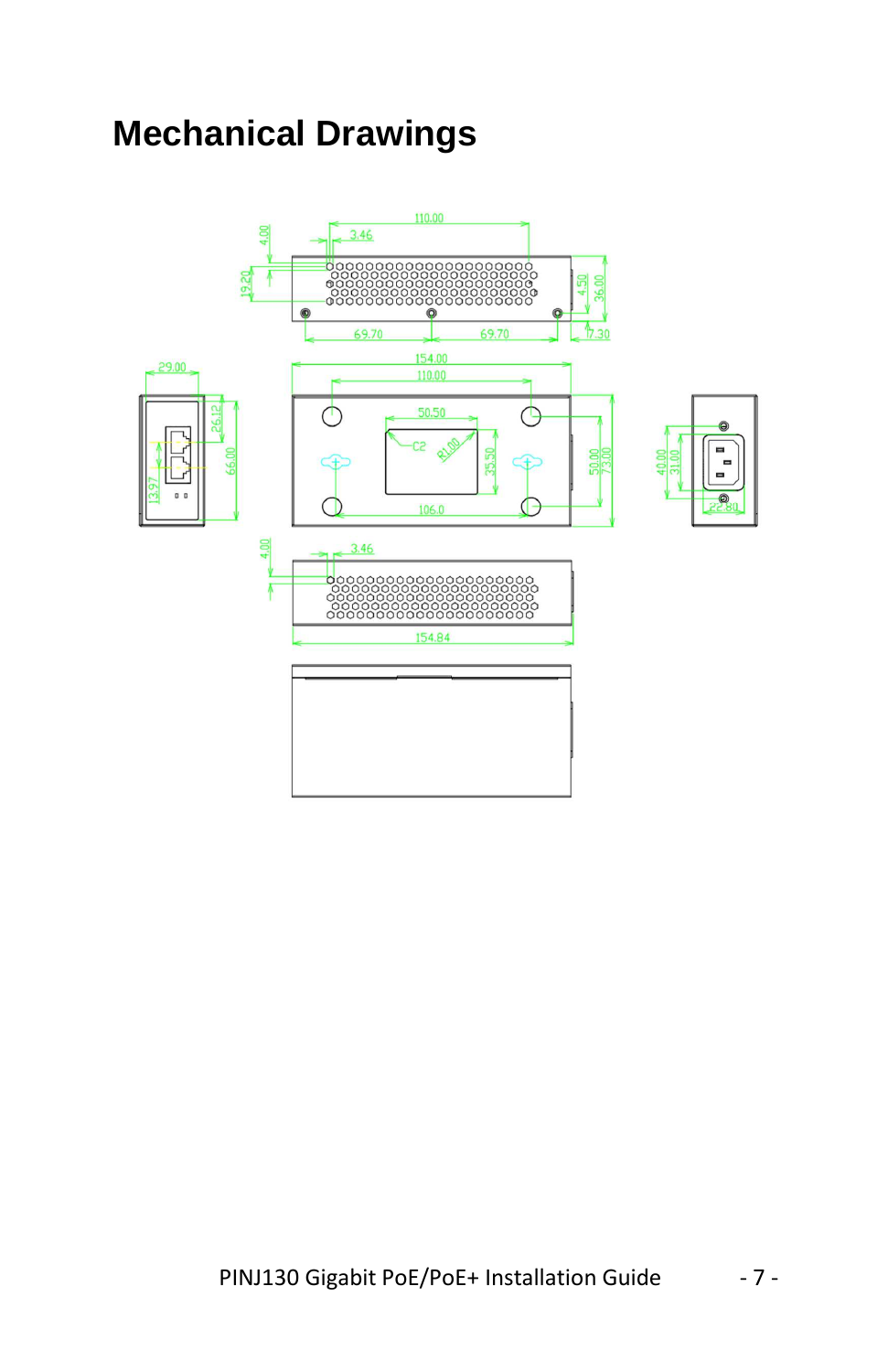# Mechanical Drawings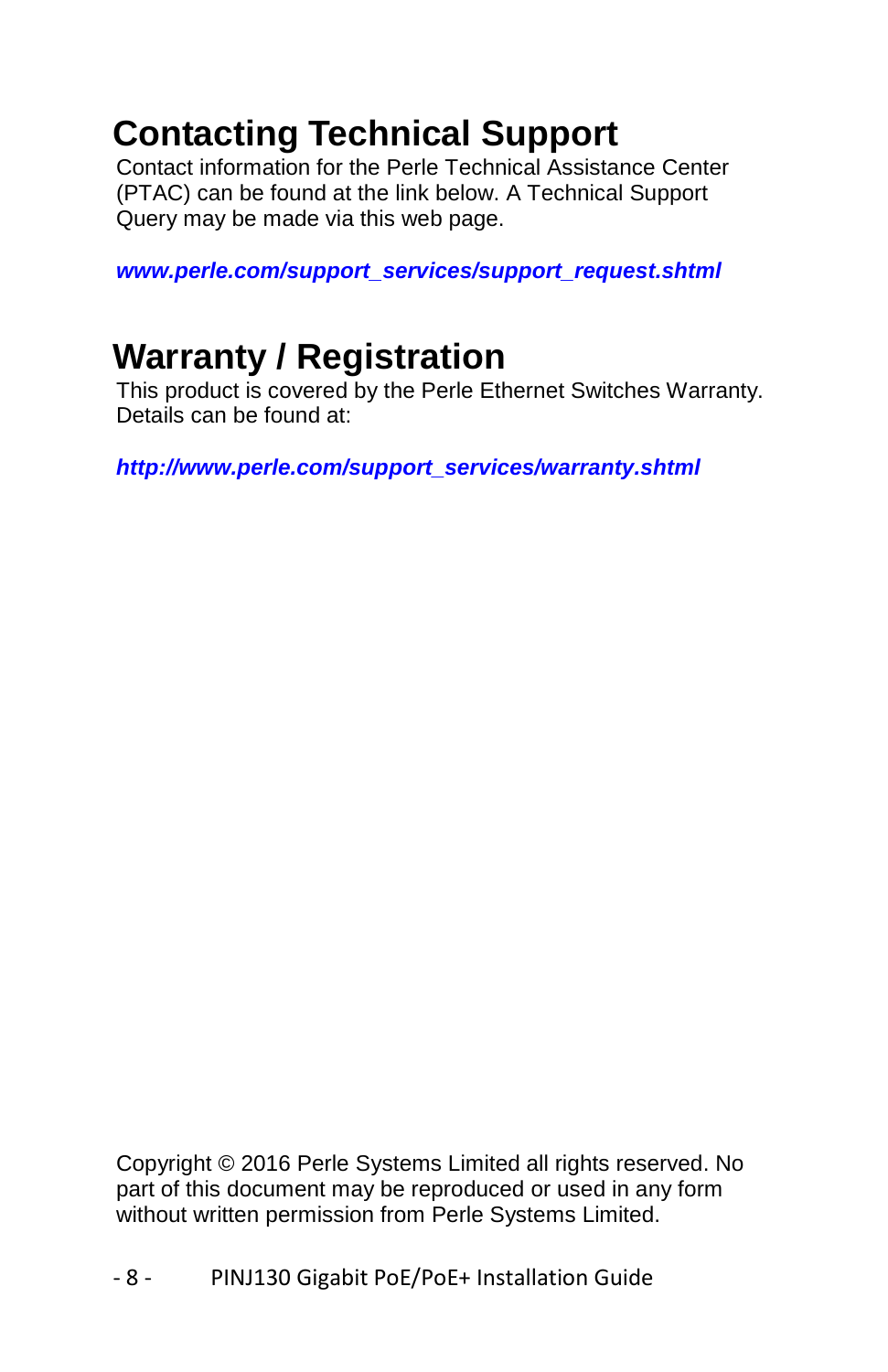# Contacting Technical Support

Contact information for the Perle Technical Assistance Center (PTAC) can be found at the link below. A Technical Support Query may be made via this web page.

***www.perle.com/support_services/support_request.shtml***

# Warranty / Registration

This product is covered by the Perle Ethernet Switches Warranty. Details can be found at:

***http://www.perle.com/support_services/warranty.shtml***

Copyright © 2016 Perle Systems Limited all rights reserved. No part of this document may be reproduced or used in any form without written permission from Perle Systems Limited.